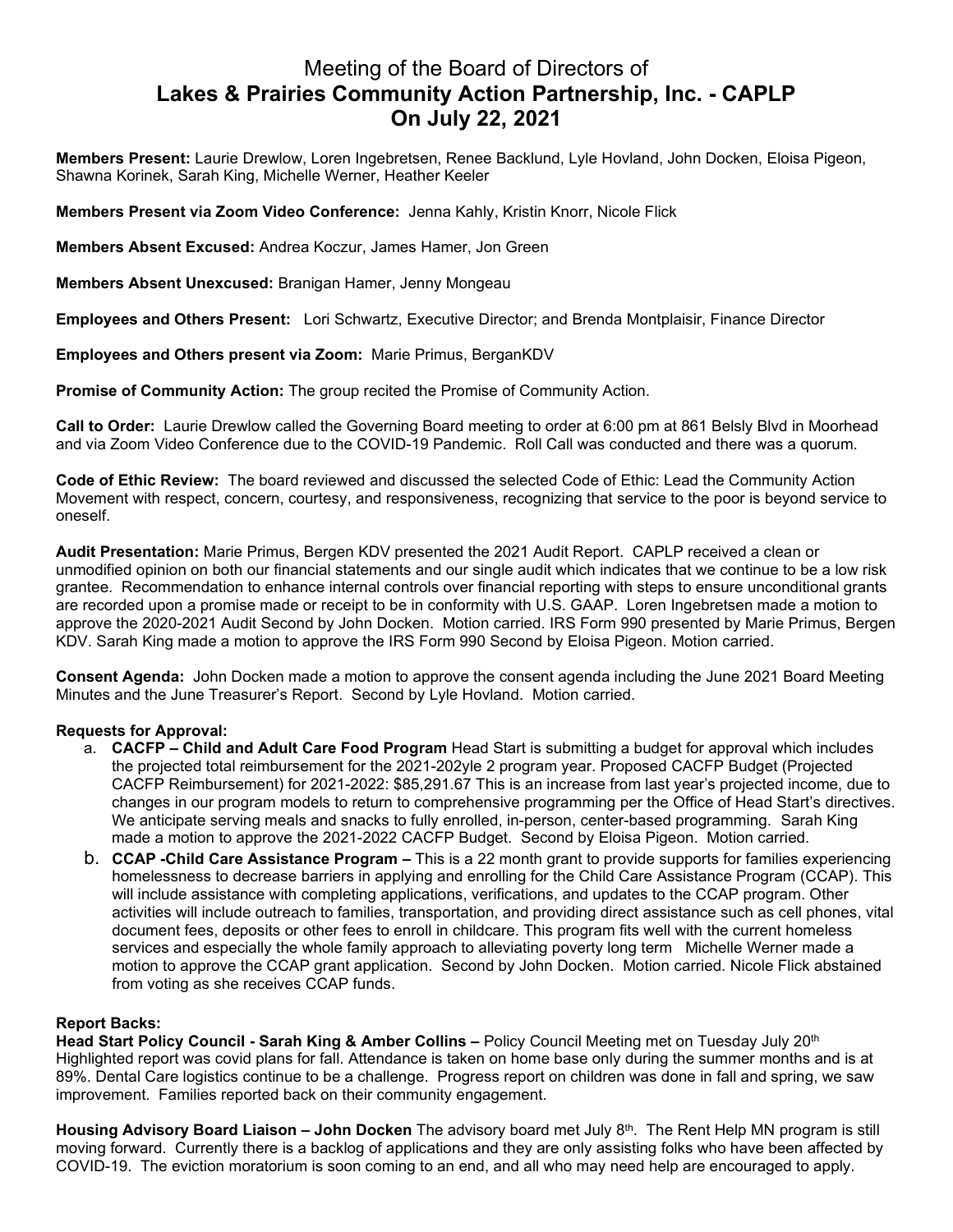# Meeting of the Board of Directors of
# **Lakes & Prairies Community Action Partnership, Inc. - CAPLP**
# **On July 22, 2021**

**Members Present:** Laurie Drewlow, Loren Ingebretsen, Renee Backlund, Lyle Hovland, John Docken, Eloisa Pigeon, Shawna Korinek, Sarah King, Michelle Werner, Heather Keeler

**Members Present via Zoom Video Conference:** Jenna Kahly, Kristin Knorr, Nicole Flick

**Members Absent Excused:** Andrea Koczur, James Hamer, Jon Green

**Members Absent Unexcused:** Branigan Hamer, Jenny Mongeau

**Employees and Others Present:** Lori Schwartz, Executive Director; and Brenda Montplaisir, Finance Director

**Employees and Others present via Zoom:** Marie Primus, BerganKDV

**Promise of Community Action:** The group recited the Promise of Community Action.

**Call to Order:** Laurie Drewlow called the Governing Board meeting to order at 6:00 pm at 861 Belsly Blvd in Moorhead and via Zoom Video Conference due to the COVID-19 Pandemic. Roll Call was conducted and there was a quorum.

**Code of Ethic Review:** The board reviewed and discussed the selected Code of Ethic: Lead the Community Action Movement with respect, concern, courtesy, and responsiveness, recognizing that service to the poor is beyond service to oneself.

**Audit Presentation:** Marie Primus, Bergen KDV presented the 2021 Audit Report. CAPLP received a clean or unmodified opinion on both our financial statements and our single audit which indicates that we continue to be a low risk grantee. Recommendation to enhance internal controls over financial reporting with steps to ensure unconditional grants are recorded upon a promise made or receipt to be in conformity with U.S. GAAP. Loren Ingebretsen made a motion to approve the 2020-2021 Audit Second by John Docken. Motion carried. IRS Form 990 presented by Marie Primus, Bergen KDV. Sarah King made a motion to approve the IRS Form 990 Second by Eloisa Pigeon. Motion carried.

**Consent Agenda:** John Docken made a motion to approve the consent agenda including the June 2021 Board Meeting Minutes and the June Treasurer's Report. Second by Lyle Hovland. Motion carried.

**Requests for Approval:**

a. **CACFP – Child and Adult Care Food Program** Head Start is submitting a budget for approval which includes the projected total reimbursement for the 2021-202yle 2 program year. Proposed CACFP Budget (Projected CACFP Reimbursement) for 2021-2022: $85,291.67 This is an increase from last year's projected income, due to changes in our program models to return to comprehensive programming per the Office of Head Start's directives. We anticipate serving meals and snacks to fully enrolled, in-person, center-based programming. Sarah King made a motion to approve the 2021-2022 CACFP Budget. Second by Eloisa Pigeon. Motion carried.

b. **CCAP -Child Care Assistance Program –** This is a 22 month grant to provide supports for families experiencing homelessness to decrease barriers in applying and enrolling for the Child Care Assistance Program (CCAP). This will include assistance with completing applications, verifications, and updates to the CCAP program. Other activities will include outreach to families, transportation, and providing direct assistance such as cell phones, vital document fees, deposits or other fees to enroll in childcare. This program fits well with the current homeless services and especially the whole family approach to alleviating poverty long term Michelle Werner made a motion to approve the CCAP grant application. Second by John Docken. Motion carried. Nicole Flick abstained from voting as she receives CCAP funds.

**Report Backs:**

**Head Start Policy Council - Sarah King & Amber Collins –** Policy Council Meeting met on Tuesday July 20th Highlighted report was covid plans for fall. Attendance is taken on home base only during the summer months and is at 89%. Dental Care logistics continue to be a challenge. Progress report on children was done in fall and spring, we saw improvement. Families reported back on their community engagement.

**Housing Advisory Board Liaison – John Docken** The advisory board met July 8th. The Rent Help MN program is still moving forward. Currently there is a backlog of applications and they are only assisting folks who have been affected by COVID-19. The eviction moratorium is soon coming to an end, and all who may need help are encouraged to apply.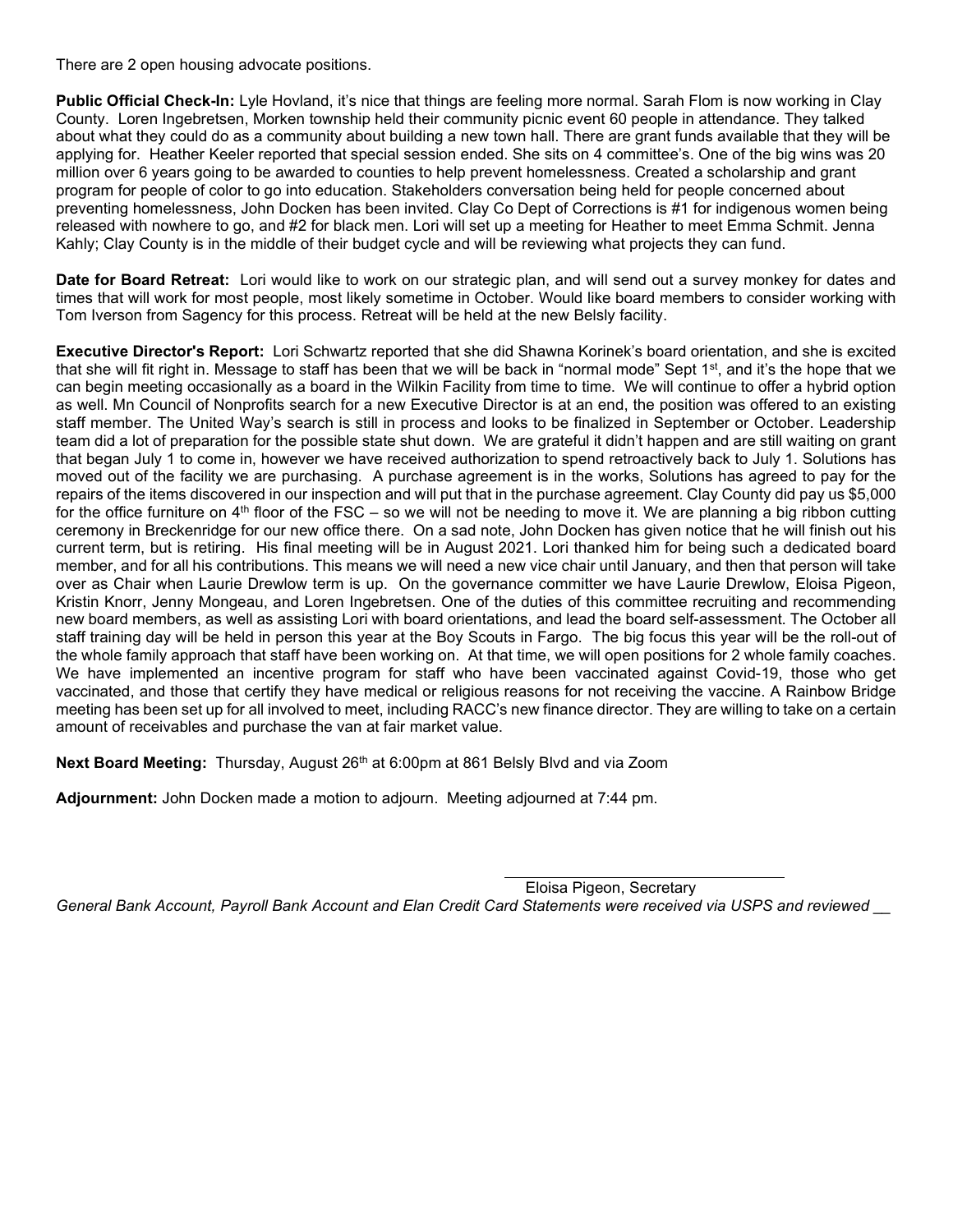There are 2 open housing advocate positions.

**Public Official Check-In:** Lyle Hovland, it's nice that things are feeling more normal. Sarah Flom is now working in Clay County. Loren Ingebretsen, Morken township held their community picnic event 60 people in attendance. They talked about what they could do as a community about building a new town hall. There are grant funds available that they will be applying for. Heather Keeler reported that special session ended. She sits on 4 committee's. One of the big wins was 20 million over 6 years going to be awarded to counties to help prevent homelessness. Created a scholarship and grant program for people of color to go into education. Stakeholders conversation being held for people concerned about preventing homelessness, John Docken has been invited. Clay Co Dept of Corrections is #1 for indigenous women being released with nowhere to go, and #2 for black men. Lori will set up a meeting for Heather to meet Emma Schmit. Jenna Kahly; Clay County is in the middle of their budget cycle and will be reviewing what projects they can fund.

**Date for Board Retreat:** Lori would like to work on our strategic plan, and will send out a survey monkey for dates and times that will work for most people, most likely sometime in October. Would like board members to consider working with Tom Iverson from Sagency for this process. Retreat will be held at the new Belsly facility.

**Executive Director's Report:** Lori Schwartz reported that she did Shawna Korinek's board orientation, and she is excited that she will fit right in. Message to staff has been that we will be back in "normal mode" Sept 1st, and it's the hope that we can begin meeting occasionally as a board in the Wilkin Facility from time to time. We will continue to offer a hybrid option as well. Mn Council of Nonprofits search for a new Executive Director is at an end, the position was offered to an existing staff member. The United Way's search is still in process and looks to be finalized in September or October. Leadership team did a lot of preparation for the possible state shut down. We are grateful it didn't happen and are still waiting on grant that began July 1 to come in, however we have received authorization to spend retroactively back to July 1. Solutions has moved out of the facility we are purchasing. A purchase agreement is in the works, Solutions has agreed to pay for the repairs of the items discovered in our inspection and will put that in the purchase agreement. Clay County did pay us $5,000 for the office furniture on 4th floor of the FSC – so we will not be needing to move it. We are planning a big ribbon cutting ceremony in Breckenridge for our new office there. On a sad note, John Docken has given notice that he will finish out his current term, but is retiring. His final meeting will be in August 2021. Lori thanked him for being such a dedicated board member, and for all his contributions. This means we will need a new vice chair until January, and then that person will take over as Chair when Laurie Drewlow term is up. On the governance committee we have Laurie Drewlow, Eloisa Pigeon, Kristin Knorr, Jenny Mongeau, and Loren Ingebretsen. One of the duties of this committee recruiting and recommending new board members, as well as assisting Lori with board orientations, and lead the board self-assessment. The October all staff training day will be held in person this year at the Boy Scouts in Fargo. The big focus this year will be the roll-out of the whole family approach that staff have been working on. At that time, we will open positions for 2 whole family coaches. We have implemented an incentive program for staff who have been vaccinated against Covid-19, those who get vaccinated, and those that certify they have medical or religious reasons for not receiving the vaccine. A Rainbow Bridge meeting has been set up for all involved to meet, including RACC's new finance director. They are willing to take on a certain amount of receivables and purchase the van at fair market value.

**Next Board Meeting:** Thursday, August 26th at 6:00pm at 861 Belsly Blvd and via Zoom

**Adjournment:** John Docken made a motion to adjourn. Meeting adjourned at 7:44 pm.

\_\_\_\_\_\_\_\_\_\_\_\_\_\_\_\_\_\_\_\_\_\_\_\_\_\_\_\_\_\_\_\_\_\_

Eloisa Pigeon, Secretary

*General Bank Account, Payroll Bank Account and Elan Credit Card Statements were received via USPS and reviewed \_\_*